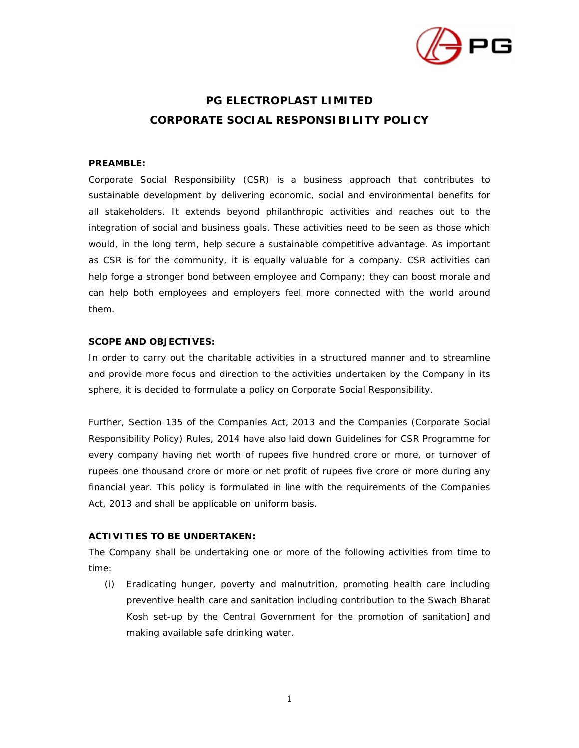# PG ELECTROPLAST LIMITED
# CORPORATE SOCIAL RESPONSIBILITY POLICY

**PREAMBLE:**

Corporate Social Responsibility (CSR) is a business approach that contributes to sustainable development by delivering economic, social and environmental benefits for all stakeholders. It extends beyond philanthropic activities and reaches out to the integration of social and business goals. These activities need to be seen as those which would, in the long term, help secure a sustainable competitive advantage. As important as CSR is for the community, it is equally valuable for a company. CSR activities can help forge a stronger bond between employee and Company; they can boost morale and can help both employees and employers feel more connected with the world around them.

**SCOPE AND OBJECTIVES:**

In order to carry out the charitable activities in a structured manner and to streamline and provide more focus and direction to the activities undertaken by the Company in its sphere, it is decided to formulate a policy on Corporate Social Responsibility.

Further, Section 135 of the Companies Act, 2013 and the Companies (Corporate Social Responsibility Policy) Rules, 2014 have also laid down Guidelines for CSR Programme for every company having net worth of rupees five hundred crore or more, or turnover of rupees one thousand crore or more or net profit of rupees five crore or more during any financial year. This policy is formulated in line with the requirements of the Companies Act, 2013 and shall be applicable on uniform basis.

**ACTIVITIES TO BE UNDERTAKEN:**

The Company shall be undertaking one or more of the following activities from time to time:

(i) Eradicating hunger, poverty and malnutrition, promoting health care including preventive health care and sanitation including contribution to the Swach Bharat Kosh set-up by the Central Government for the promotion of sanitation] and making available safe drinking water.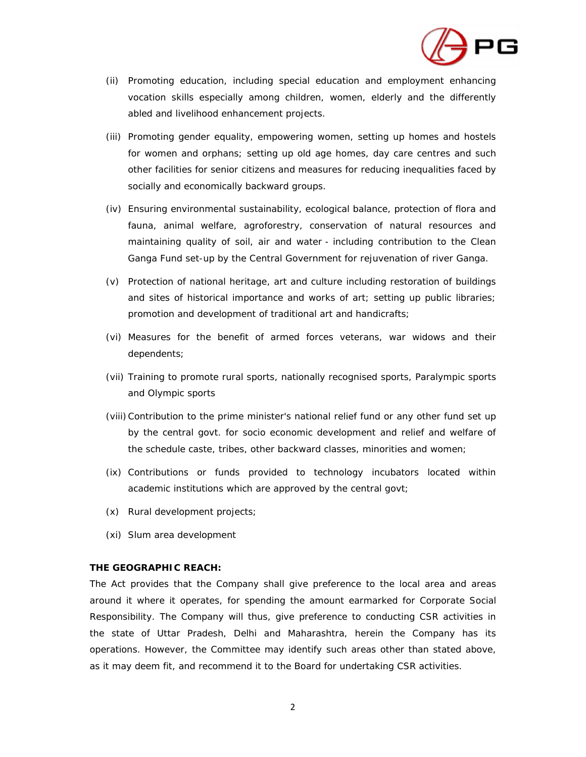(ii) Promoting education, including special education and employment enhancing vocation skills especially among children, women, elderly and the differently abled and livelihood enhancement projects.

(iii) Promoting gender equality, empowering women, setting up homes and hostels for women and orphans; setting up old age homes, day care centres and such other facilities for senior citizens and measures for reducing inequalities faced by socially and economically backward groups.

(iv) Ensuring environmental sustainability, ecological balance, protection of flora and fauna, animal welfare, agroforestry, conservation of natural resources and maintaining quality of soil, air and water - including contribution to the Clean Ganga Fund set-up by the Central Government for rejuvenation of river Ganga.

(v) Protection of national heritage, art and culture including restoration of buildings and sites of historical importance and works of art; setting up public libraries; promotion and development of traditional art and handicrafts;

(vi) Measures for the benefit of armed forces veterans, war widows and their dependents;

(vii) Training to promote rural sports, nationally recognised sports, Paralympic sports and Olympic sports

(viii) Contribution to the prime minister's national relief fund or any other fund set up by the central govt. for socio economic development and relief and welfare of the schedule caste, tribes, other backward classes, minorities and women;

(ix) Contributions or funds provided to technology incubators located within academic institutions which are approved by the central govt;

(x) Rural development projects;

(xi) Slum area development

**THE GEOGRAPHIC REACH:**

The Act provides that the Company shall give preference to the local area and areas around it where it operates, for spending the amount earmarked for Corporate Social Responsibility. The Company will thus, give preference to conducting CSR activities in the state of Uttar Pradesh, Delhi and Maharashtra, herein the Company has its operations. However, the Committee may identify such areas other than stated above, as it may deem fit, and recommend it to the Board for undertaking CSR activities.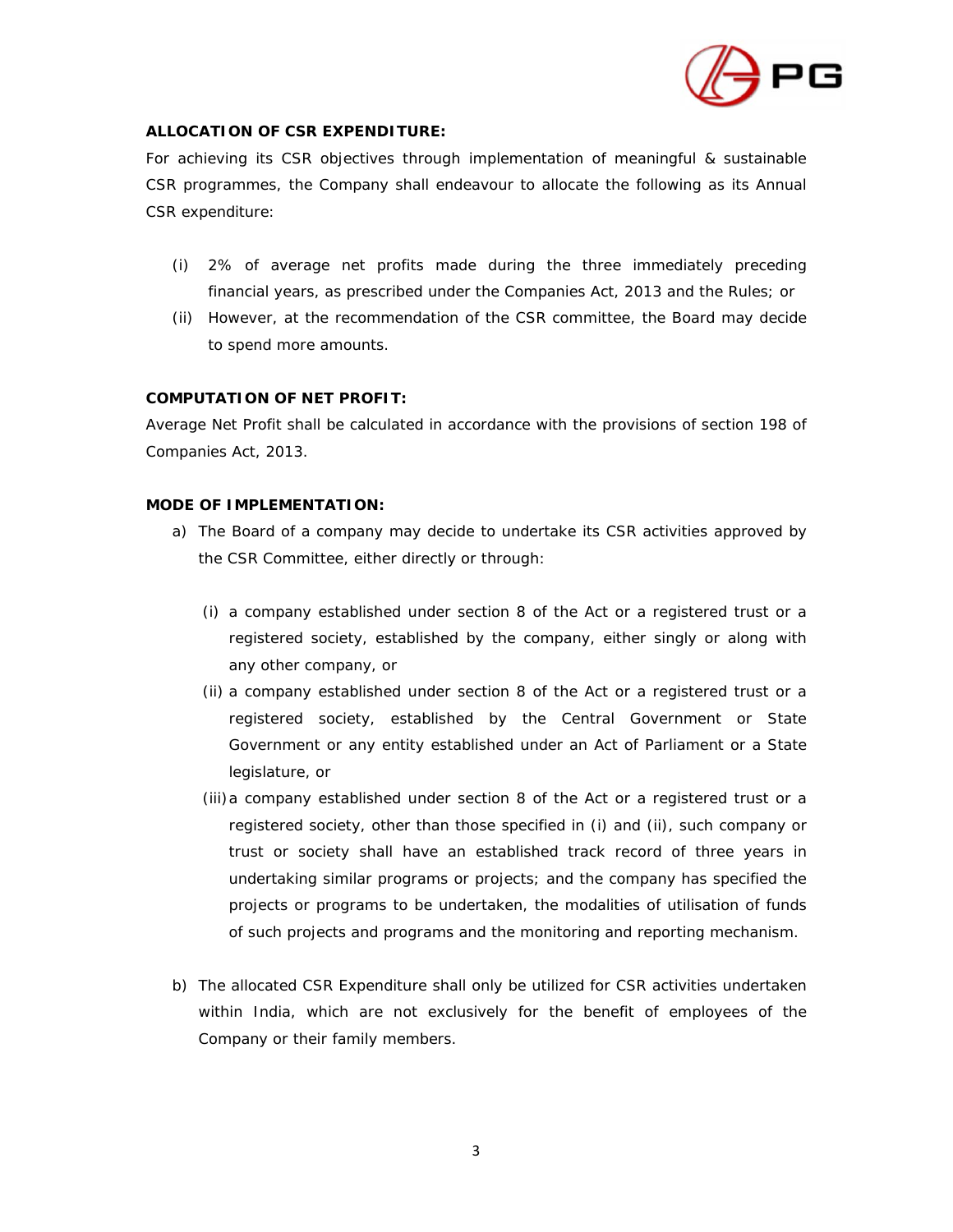**ALLOCATION OF CSR EXPENDITURE:**

For achieving its CSR objectives through implementation of meaningful & sustainable CSR programmes, the Company shall endeavour to allocate the following as its Annual CSR expenditure:

(i) 2% of average net profits made during the three immediately preceding financial years, as prescribed under the Companies Act, 2013 and the Rules; or

(ii) However, at the recommendation of the CSR committee, the Board may decide to spend more amounts.

**COMPUTATION OF NET PROFIT:**

Average Net Profit shall be calculated in accordance with the provisions of section 198 of Companies Act, 2013.

**MODE OF IMPLEMENTATION:**

a) The Board of a company may decide to undertake its CSR activities approved by the CSR Committee, either directly or through:

   (i) a company established under section 8 of the Act or a registered trust or a registered society, established by the company, either singly or along with any other company, or

   (ii) a company established under section 8 of the Act or a registered trust or a registered society, established by the Central Government or State Government or any entity established under an Act of Parliament or a State legislature, or

   (iii) a company established under section 8 of the Act or a registered trust or a registered society, other than those specified in (i) and (ii), such company or trust or society shall have an established track record of three years in undertaking similar programs or projects; and the company has specified the projects or programs to be undertaken, the modalities of utilisation of funds of such projects and programs and the monitoring and reporting mechanism.

b) The allocated CSR Expenditure shall only be utilized for CSR activities undertaken within India, which are not exclusively for the benefit of employees of the Company or their family members.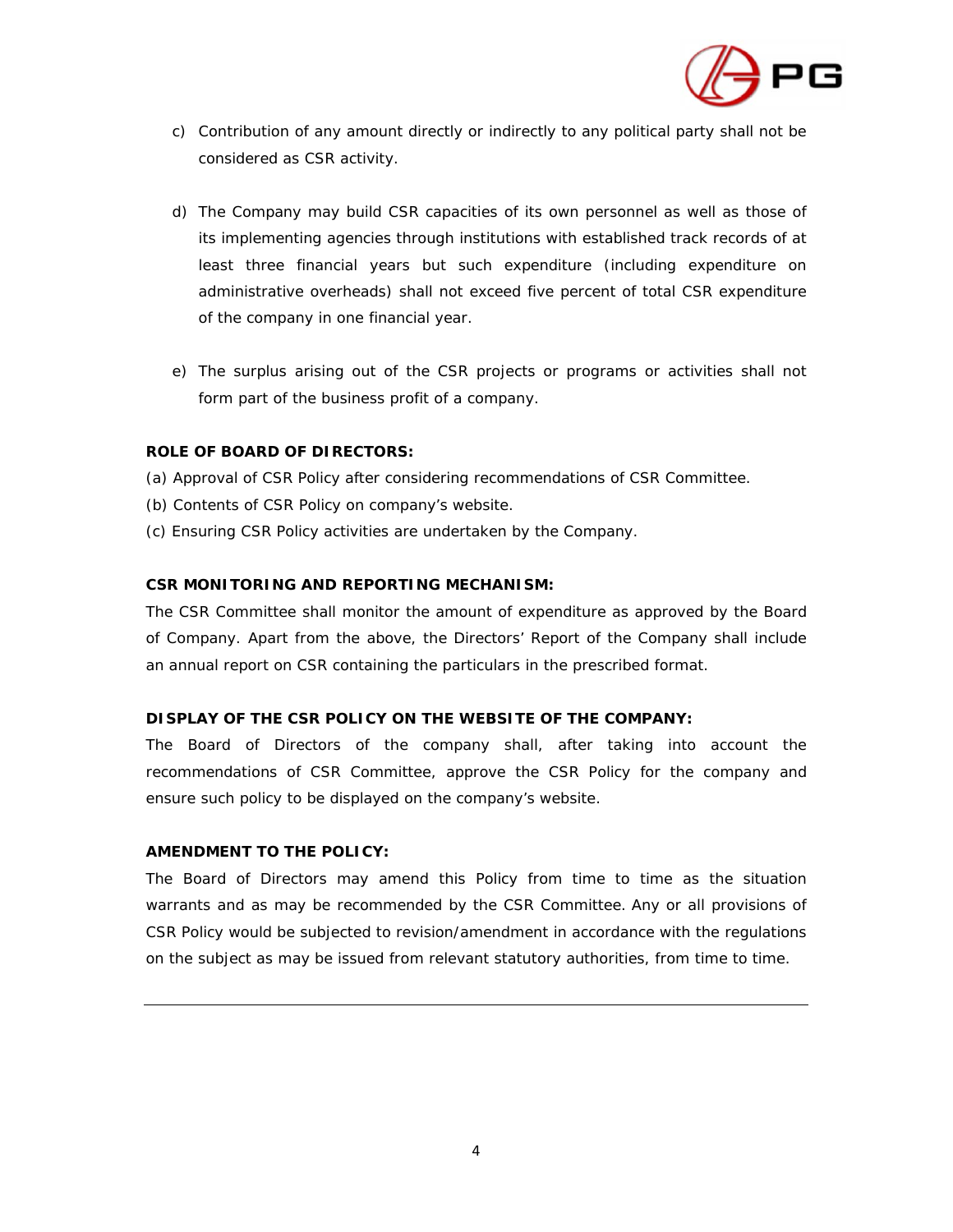c) Contribution of any amount directly or indirectly to any political party shall not be considered as CSR activity.

d) The Company may build CSR capacities of its own personnel as well as those of its implementing agencies through institutions with established track records of at least three financial years but such expenditure (including expenditure on administrative overheads) shall not exceed five percent of total CSR expenditure of the company in one financial year.

e) The surplus arising out of the CSR projects or programs or activities shall not form part of the business profit of a company.

**ROLE OF BOARD OF DIRECTORS:**

(a) Approval of CSR Policy after considering recommendations of CSR Committee.
(b) Contents of CSR Policy on company's website.
(c) Ensuring CSR Policy activities are undertaken by the Company.

**CSR MONITORING AND REPORTING MECHANISM:**

The CSR Committee shall monitor the amount of expenditure as approved by the Board of Company. Apart from the above, the Directors' Report of the Company shall include an annual report on CSR containing the particulars in the prescribed format.

**DISPLAY OF THE CSR POLICY ON THE WEBSITE OF THE COMPANY:**

The Board of Directors of the company shall, after taking into account the recommendations of CSR Committee, approve the CSR Policy for the company and ensure such policy to be displayed on the company's website.

**AMENDMENT TO THE POLICY:**

The Board of Directors may amend this Policy from time to time as the situation warrants and as may be recommended by the CSR Committee. Any or all provisions of CSR Policy would be subjected to revision/amendment in accordance with the regulations on the subject as may be issued from relevant statutory authorities, from time to time.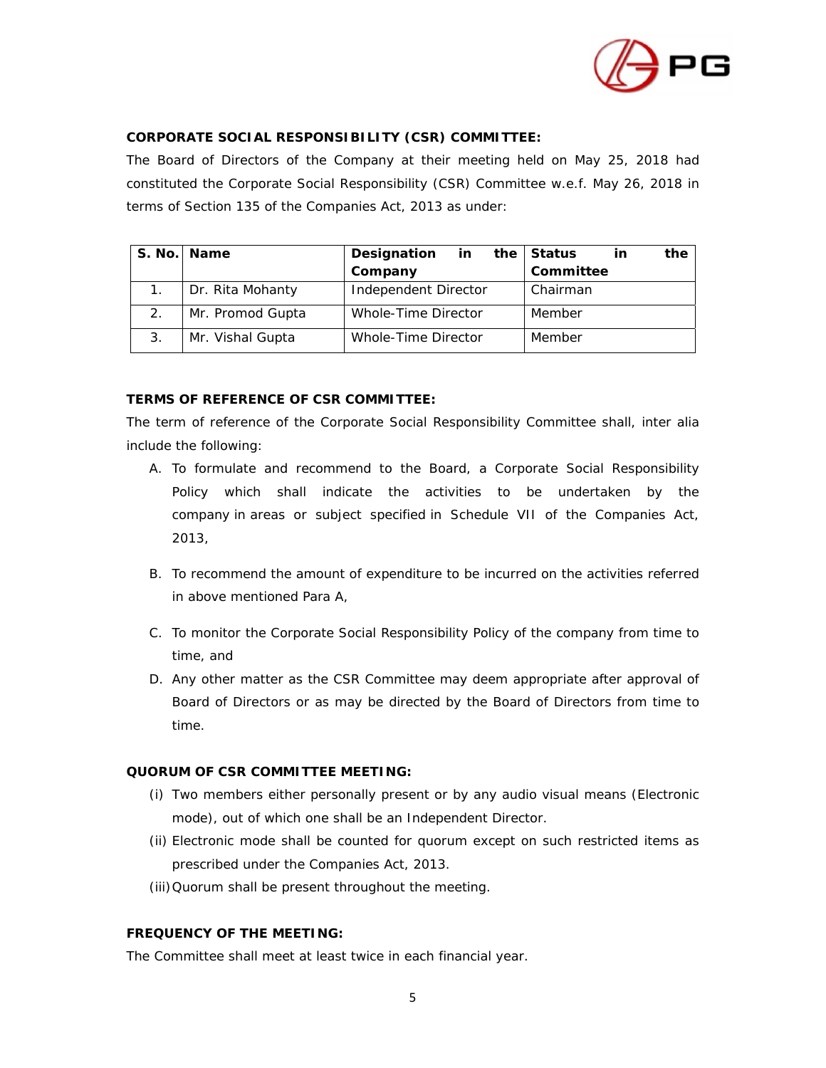**CORPORATE SOCIAL RESPONSIBILITY (CSR) COMMITTEE:**

The Board of Directors of the Company at their meeting held on May 25, 2018 had constituted the Corporate Social Responsibility (CSR) Committee w.e.f. May 26, 2018 in terms of Section 135 of the Companies Act, 2013 as under:

| S. No. | Name | Designation in the Company | Status in the Committee |
|---|---|---|---|
| 1. | Dr. Rita Mohanty | Independent Director | Chairman |
| 2. | Mr. Promod Gupta | Whole-Time Director | Member |
| 3. | Mr. Vishal Gupta | Whole-Time Director | Member |

**TERMS OF REFERENCE OF CSR COMMITTEE:**

The term of reference of the Corporate Social Responsibility Committee shall, inter alia include the following:

A. To formulate and recommend to the Board, a Corporate Social Responsibility Policy which shall indicate the activities to be undertaken by the company in areas or subject specified in Schedule VII of the Companies Act, 2013,

B. To recommend the amount of expenditure to be incurred on the activities referred in above mentioned Para A,

C. To monitor the Corporate Social Responsibility Policy of the company from time to time, and

D. Any other matter as the CSR Committee may deem appropriate after approval of Board of Directors or as may be directed by the Board of Directors from time to time.

**QUORUM OF CSR COMMITTEE MEETING:**

(i) Two members either personally present or by any audio visual means (Electronic mode), out of which one shall be an Independent Director.

(ii) Electronic mode shall be counted for quorum except on such restricted items as prescribed under the Companies Act, 2013.

(iii) Quorum shall be present throughout the meeting.

**FREQUENCY OF THE MEETING:**

The Committee shall meet at least twice in each financial year.